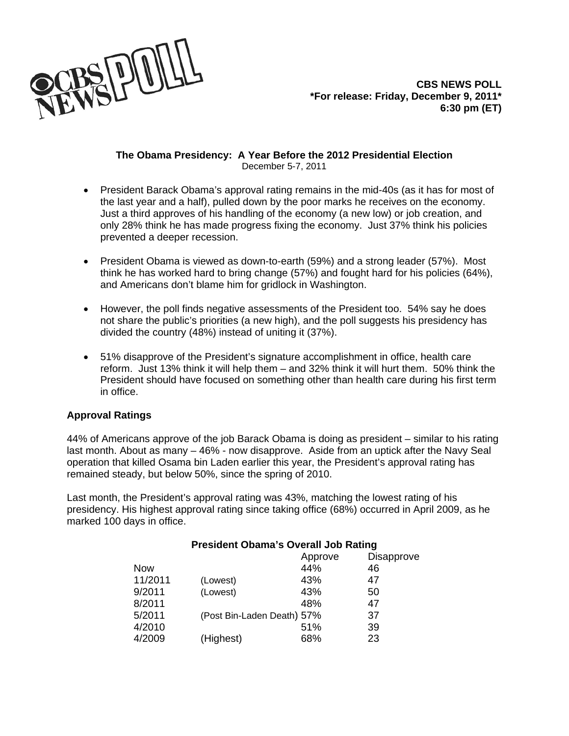**CBS NEWS POLL**
***For release: Friday, December 9, 2011***
**6:30 pm (ET)**

## The Obama Presidency: A Year Before the 2012 Presidential Election

December 5-7, 2011

- President Barack Obama's approval rating remains in the mid-40s (as it has for most of the last year and a half), pulled down by the poor marks he receives on the economy. Just a third approves of his handling of the economy (a new low) or job creation, and only 28% think he has made progress fixing the economy. Just 37% think his policies prevented a deeper recession.
- President Obama is viewed as down-to-earth (59%) and a strong leader (57%). Most think he has worked hard to bring change (57%) and fought hard for his policies (64%), and Americans don't blame him for gridlock in Washington.
- However, the poll finds negative assessments of the President too. 54% say he does not share the public's priorities (a new high), and the poll suggests his presidency has divided the country (48%) instead of uniting it (37%).
- 51% disapprove of the President's signature accomplishment in office, health care reform. Just 13% think it will help them – and 32% think it will hurt them. 50% think the President should have focused on something other than health care during his first term in office.

### Approval Ratings

44% of Americans approve of the job Barack Obama is doing as president – similar to his rating last month. About as many – 46% - now disapprove. Aside from an uptick after the Navy Seal operation that killed Osama bin Laden earlier this year, the President's approval rating has remained steady, but below 50%, since the spring of 2010.

Last month, the President's approval rating was 43%, matching the lowest rating of his presidency. His highest approval rating since taking office (68%) occurred in April 2009, as he marked 100 days in office.

**President Obama's Overall Job Rating**

| | | Approve | Disapprove |
|---|---|---|---|
| Now | | 44% | 46 |
| 11/2011 | (Lowest) | 43% | 47 |
| 9/2011 | (Lowest) | 43% | 50 |
| 8/2011 | | 48% | 47 |
| 5/2011 | (Post Bin-Laden Death) | 57% | 37 |
| 4/2010 | | 51% | 39 |
| 4/2009 | (Highest) | 68% | 23 |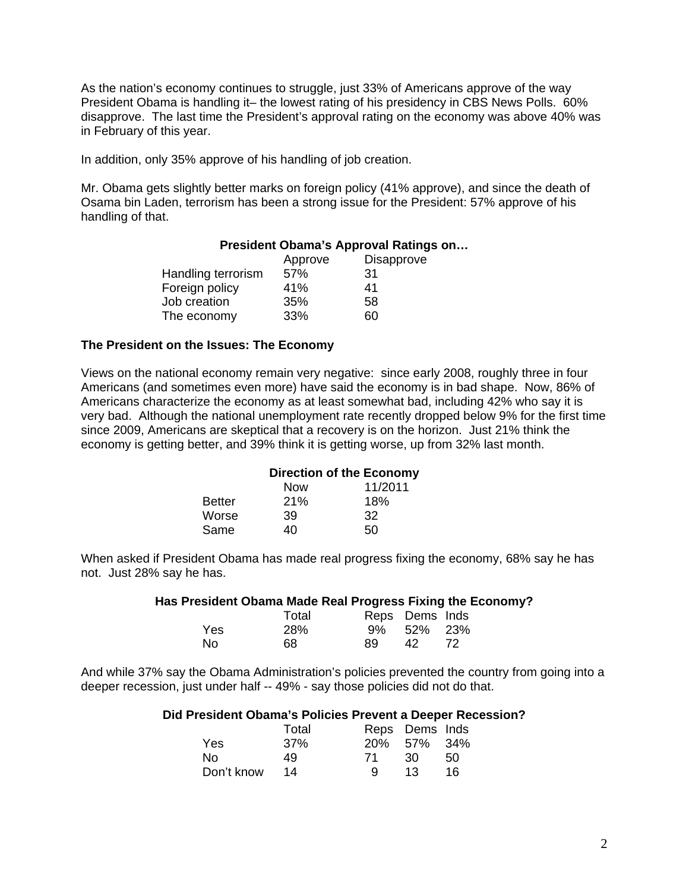As the nation's economy continues to struggle, just 33% of Americans approve of the way President Obama is handling it– the lowest rating of his presidency in CBS News Polls. 60% disapprove. The last time the President's approval rating on the economy was above 40% was in February of this year.

In addition, only 35% approve of his handling of job creation.

Mr. Obama gets slightly better marks on foreign policy (41% approve), and since the death of Osama bin Laden, terrorism has been a strong issue for the President: 57% approve of his handling of that.

**President Obama's Approval Ratings on…**

| | Approve | Disapprove |
|---|---|---|
| Handling terrorism | 57% | 31 |
| Foreign policy | 41% | 41 |
| Job creation | 35% | 58 |
| The economy | 33% | 60 |

### The President on the Issues: The Economy

Views on the national economy remain very negative: since early 2008, roughly three in four Americans (and sometimes even more) have said the economy is in bad shape. Now, 86% of Americans characterize the economy as at least somewhat bad, including 42% who say it is very bad. Although the national unemployment rate recently dropped below 9% for the first time since 2009, Americans are skeptical that a recovery is on the horizon. Just 21% think the economy is getting better, and 39% think it is getting worse, up from 32% last month.

**Direction of the Economy**

| | Now | 11/2011 |
|---|---|---|
| Better | 21% | 18% |
| Worse | 39 | 32 |
| Same | 40 | 50 |

When asked if President Obama has made real progress fixing the economy, 68% say he has not. Just 28% say he has.

**Has President Obama Made Real Progress Fixing the Economy?**

| | Total | Reps | Dems | Inds |
|---|---|---|---|---|
| Yes | 28% | 9% | 52% | 23% |
| No | 68 | 89 | 42 | 72 |

And while 37% say the Obama Administration's policies prevented the country from going into a deeper recession, just under half -- 49% - say those policies did not do that.

**Did President Obama's Policies Prevent a Deeper Recession?**

| | Total | Reps | Dems | Inds |
|---|---|---|---|---|
| Yes | 37% | 20% | 57% | 34% |
| No | 49 | 71 | 30 | 50 |
| Don't know | 14 | 9 | 13 | 16 |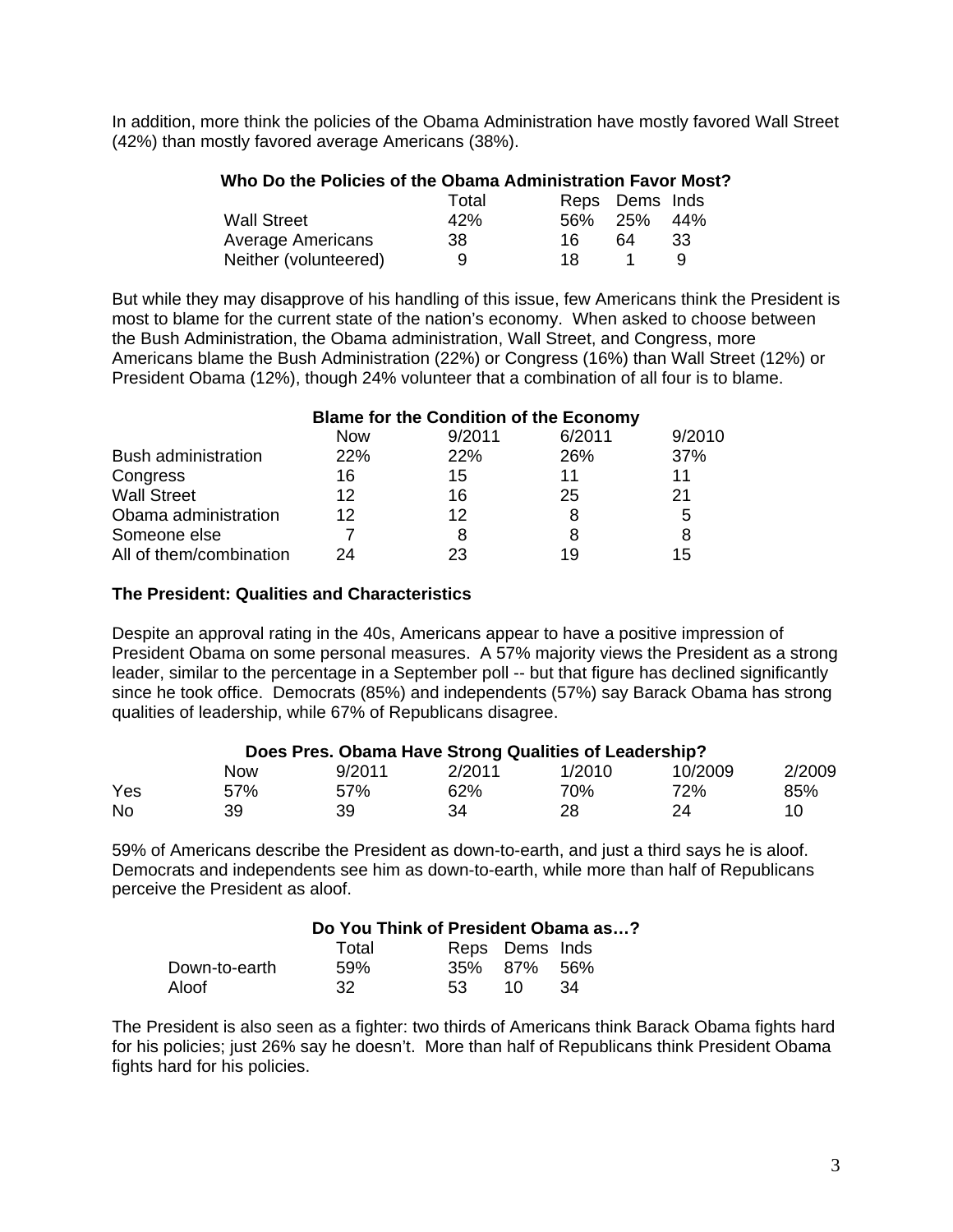In addition, more think the policies of the Obama Administration have mostly favored Wall Street (42%) than mostly favored average Americans (38%).

**Who Do the Policies of the Obama Administration Favor Most?**

| | Total | Reps | Dems | Inds |
|---|---|---|---|---|
| Wall Street | 42% | 56% | 25% | 44% |
| Average Americans | 38 | 16 | 64 | 33 |
| Neither (volunteered) | 9 | 18 | 1 | 9 |

But while they may disapprove of his handling of this issue, few Americans think the President is most to blame for the current state of the nation's economy. When asked to choose between the Bush Administration, the Obama administration, Wall Street, and Congress, more Americans blame the Bush Administration (22%) or Congress (16%) than Wall Street (12%) or President Obama (12%), though 24% volunteer that a combination of all four is to blame.

**Blame for the Condition of the Economy**

| | Now | 9/2011 | 6/2011 | 9/2010 |
|---|---|---|---|---|
| Bush administration | 22% | 22% | 26% | 37% |
| Congress | 16 | 15 | 11 | 11 |
| Wall Street | 12 | 16 | 25 | 21 |
| Obama administration | 12 | 12 | 8 | 5 |
| Someone else | 7 | 8 | 8 | 8 |
| All of them/combination | 24 | 23 | 19 | 15 |

### The President: Qualities and Characteristics

Despite an approval rating in the 40s, Americans appear to have a positive impression of President Obama on some personal measures. A 57% majority views the President as a strong leader, similar to the percentage in a September poll -- but that figure has declined significantly since he took office. Democrats (85%) and independents (57%) say Barack Obama has strong qualities of leadership, while 67% of Republicans disagree.

**Does Pres. Obama Have Strong Qualities of Leadership?**

| | Now | 9/2011 | 2/2011 | 1/2010 | 10/2009 | 2/2009 |
|---|---|---|---|---|---|---|
| Yes | 57% | 57% | 62% | 70% | 72% | 85% |
| No | 39 | 39 | 34 | 28 | 24 | 10 |

59% of Americans describe the President as down-to-earth, and just a third says he is aloof. Democrats and independents see him as down-to-earth, while more than half of Republicans perceive the President as aloof.

**Do You Think of President Obama as…?**

| | Total | Reps | Dems | Inds |
|---|---|---|---|---|
| Down-to-earth | 59% | 35% | 87% | 56% |
| Aloof | 32 | 53 | 10 | 34 |

The President is also seen as a fighter: two thirds of Americans think Barack Obama fights hard for his policies; just 26% say he doesn't. More than half of Republicans think President Obama fights hard for his policies.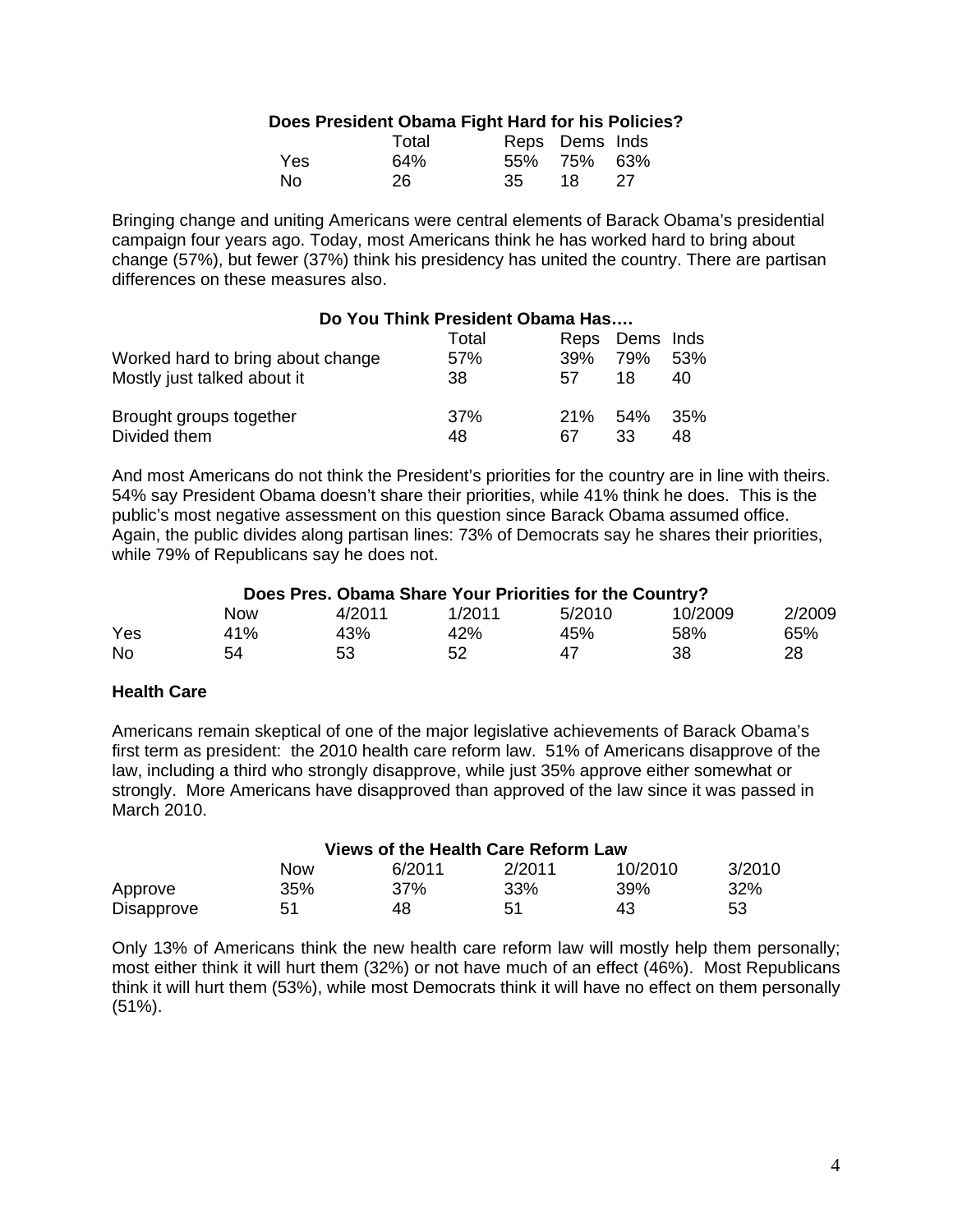**Does President Obama Fight Hard for his Policies?**

| | Total | Reps | Dems | Inds |
|---|---|---|---|---|
| Yes | 64% | 55% | 75% | 63% |
| No | 26 | 35 | 18 | 27 |

Bringing change and uniting Americans were central elements of Barack Obama's presidential campaign four years ago. Today, most Americans think he has worked hard to bring about change (57%), but fewer (37%) think his presidency has united the country. There are partisan differences on these measures also.

**Do You Think President Obama Has….**

| | Total | Reps | Dems | Inds |
|---|---|---|---|---|
| Worked hard to bring about change | 57% | 39% | 79% | 53% |
| Mostly just talked about it | 38 | 57 | 18 | 40 |
| Brought groups together | 37% | 21% | 54% | 35% |
| Divided them | 48 | 67 | 33 | 48 |

And most Americans do not think the President's priorities for the country are in line with theirs. 54% say President Obama doesn't share their priorities, while 41% think he does. This is the public's most negative assessment on this question since Barack Obama assumed office. Again, the public divides along partisan lines: 73% of Democrats say he shares their priorities, while 79% of Republicans say he does not.

**Does Pres. Obama Share Your Priorities for the Country?**

| | Now | 4/2011 | 1/2011 | 5/2010 | 10/2009 | 2/2009 |
|---|---|---|---|---|---|---|
| Yes | 41% | 43% | 42% | 45% | 58% | 65% |
| No | 54 | 53 | 52 | 47 | 38 | 28 |

**Health Care**

Americans remain skeptical of one of the major legislative achievements of Barack Obama's first term as president: the 2010 health care reform law. 51% of Americans disapprove of the law, including a third who strongly disapprove, while just 35% approve either somewhat or strongly. More Americans have disapproved than approved of the law since it was passed in March 2010.

**Views of the Health Care Reform Law**

| | Now | 6/2011 | 2/2011 | 10/2010 | 3/2010 |
|---|---|---|---|---|---|
| Approve | 35% | 37% | 33% | 39% | 32% |
| Disapprove | 51 | 48 | 51 | 43 | 53 |

Only 13% of Americans think the new health care reform law will mostly help them personally; most either think it will hurt them (32%) or not have much of an effect (46%). Most Republicans think it will hurt them (53%), while most Democrats think it will have no effect on them personally (51%).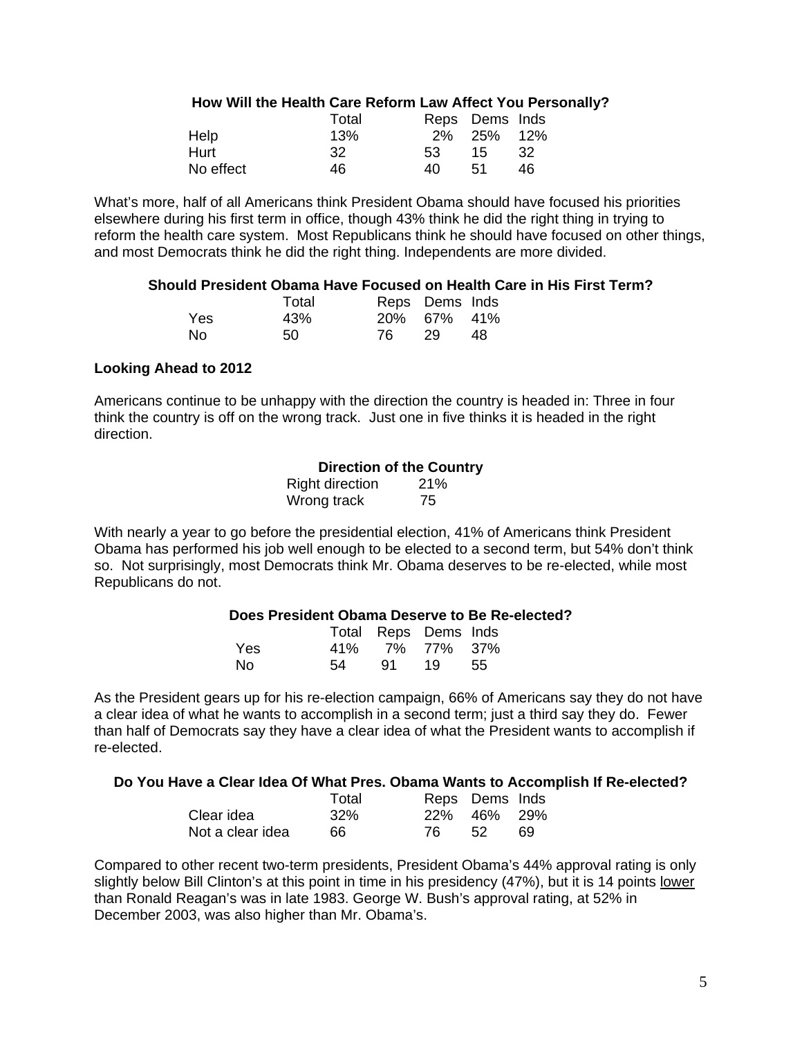**How Will the Health Care Reform Law Affect You Personally?**

| | Total | Reps | Dems | Inds |
|---|---|---|---|---|
| Help | 13% | 2% | 25% | 12% |
| Hurt | 32 | 53 | 15 | 32 |
| No effect | 46 | 40 | 51 | 46 |

What's more, half of all Americans think President Obama should have focused his priorities elsewhere during his first term in office, though 43% think he did the right thing in trying to reform the health care system. Most Republicans think he should have focused on other things, and most Democrats think he did the right thing. Independents are more divided.

**Should President Obama Have Focused on Health Care in His First Term?**

| | Total | Reps | Dems | Inds |
|---|---|---|---|---|
| Yes | 43% | 20% | 67% | 41% |
| No | 50 | 76 | 29 | 48 |

**Looking Ahead to 2012**

Americans continue to be unhappy with the direction the country is headed in: Three in four think the country is off on the wrong track. Just one in five thinks it is headed in the right direction.

**Direction of the Country**

| | |
|---|---|
| Right direction | 21% |
| Wrong track | 75 |

With nearly a year to go before the presidential election, 41% of Americans think President Obama has performed his job well enough to be elected to a second term, but 54% don't think so. Not surprisingly, most Democrats think Mr. Obama deserves to be re-elected, while most Republicans do not.

**Does President Obama Deserve to Be Re-elected?**

| | Total | Reps | Dems | Inds |
|---|---|---|---|---|
| Yes | 41% | 7% | 77% | 37% |
| No | 54 | 91 | 19 | 55 |

As the President gears up for his re-election campaign, 66% of Americans say they do not have a clear idea of what he wants to accomplish in a second term; just a third say they do. Fewer than half of Democrats say they have a clear idea of what the President wants to accomplish if re-elected.

**Do You Have a Clear Idea Of What Pres. Obama Wants to Accomplish If Re-elected?**

| | Total | Reps | Dems | Inds |
|---|---|---|---|---|
| Clear idea | 32% | 22% | 46% | 29% |
| Not a clear idea | 66 | 76 | 52 | 69 |

Compared to other recent two-term presidents, President Obama's 44% approval rating is only slightly below Bill Clinton's at this point in time in his presidency (47%), but it is 14 points lower than Ronald Reagan's was in late 1983. George W. Bush's approval rating, at 52% in December 2003, was also higher than Mr. Obama's.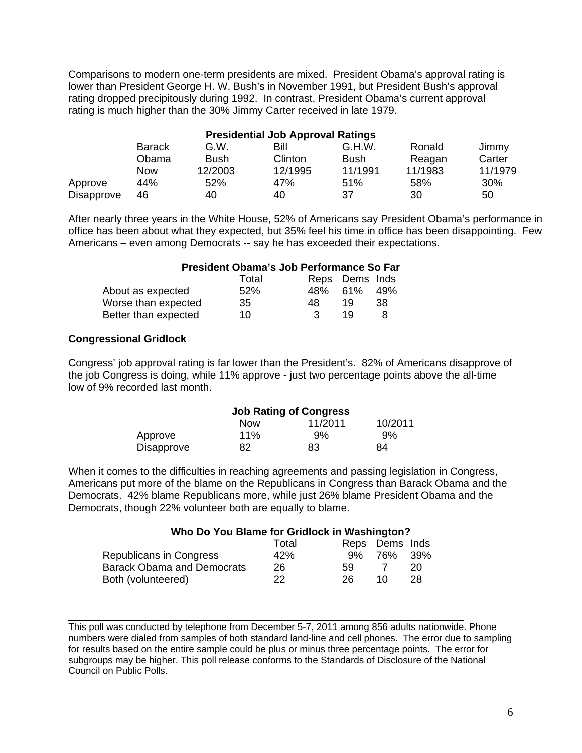Comparisons to modern one-term presidents are mixed. President Obama's approval rating is lower than President George H. W. Bush's in November 1991, but President Bush's approval rating dropped precipitously during 1992. In contrast, President Obama's current approval rating is much higher than the 30% Jimmy Carter received in late 1979.

**Presidential Job Approval Ratings**

| | Barack Obama Now | G.W. Bush 12/2003 | Bill Clinton 12/1995 | G.H.W. Bush 11/1991 | Ronald Reagan 11/1983 | Jimmy Carter 11/1979 |
|---|---|---|---|---|---|---|
| Approve | 44% | 52% | 47% | 51% | 58% | 30% |
| Disapprove | 46 | 40 | 40 | 37 | 30 | 50 |

After nearly three years in the White House, 52% of Americans say President Obama's performance in office has been about what they expected, but 35% feel his time in office has been disappointing. Few Americans – even among Democrats -- say he has exceeded their expectations.

**President Obama's Job Performance So Far**

| | Total | Reps | Dems | Inds |
|---|---|---|---|---|
| About as expected | 52% | 48% | 61% | 49% |
| Worse than expected | 35 | 48 | 19 | 38 |
| Better than expected | 10 | 3 | 19 | 8 |

**Congressional Gridlock**

Congress' job approval rating is far lower than the President's. 82% of Americans disapprove of the job Congress is doing, while 11% approve - just two percentage points above the all-time low of 9% recorded last month.

**Job Rating of Congress**

| | Now | 11/2011 | 10/2011 |
|---|---|---|---|
| Approve | 11% | 9% | 9% |
| Disapprove | 82 | 83 | 84 |

When it comes to the difficulties in reaching agreements and passing legislation in Congress, Americans put more of the blame on the Republicans in Congress than Barack Obama and the Democrats. 42% blame Republicans more, while just 26% blame President Obama and the Democrats, though 22% volunteer both are equally to blame.

**Who Do You Blame for Gridlock in Washington?**

| | Total | Reps | Dems | Inds |
|---|---|---|---|---|
| Republicans in Congress | 42% | 9% | 76% | 39% |
| Barack Obama and Democrats | 26 | 59 | 7 | 20 |
| Both (volunteered) | 22 | 26 | 10 | 28 |

---

This poll was conducted by telephone from December 5-7, 2011 among 856 adults nationwide. Phone numbers were dialed from samples of both standard land-line and cell phones. The error due to sampling for results based on the entire sample could be plus or minus three percentage points. The error for subgroups may be higher. This poll release conforms to the Standards of Disclosure of the National Council on Public Polls.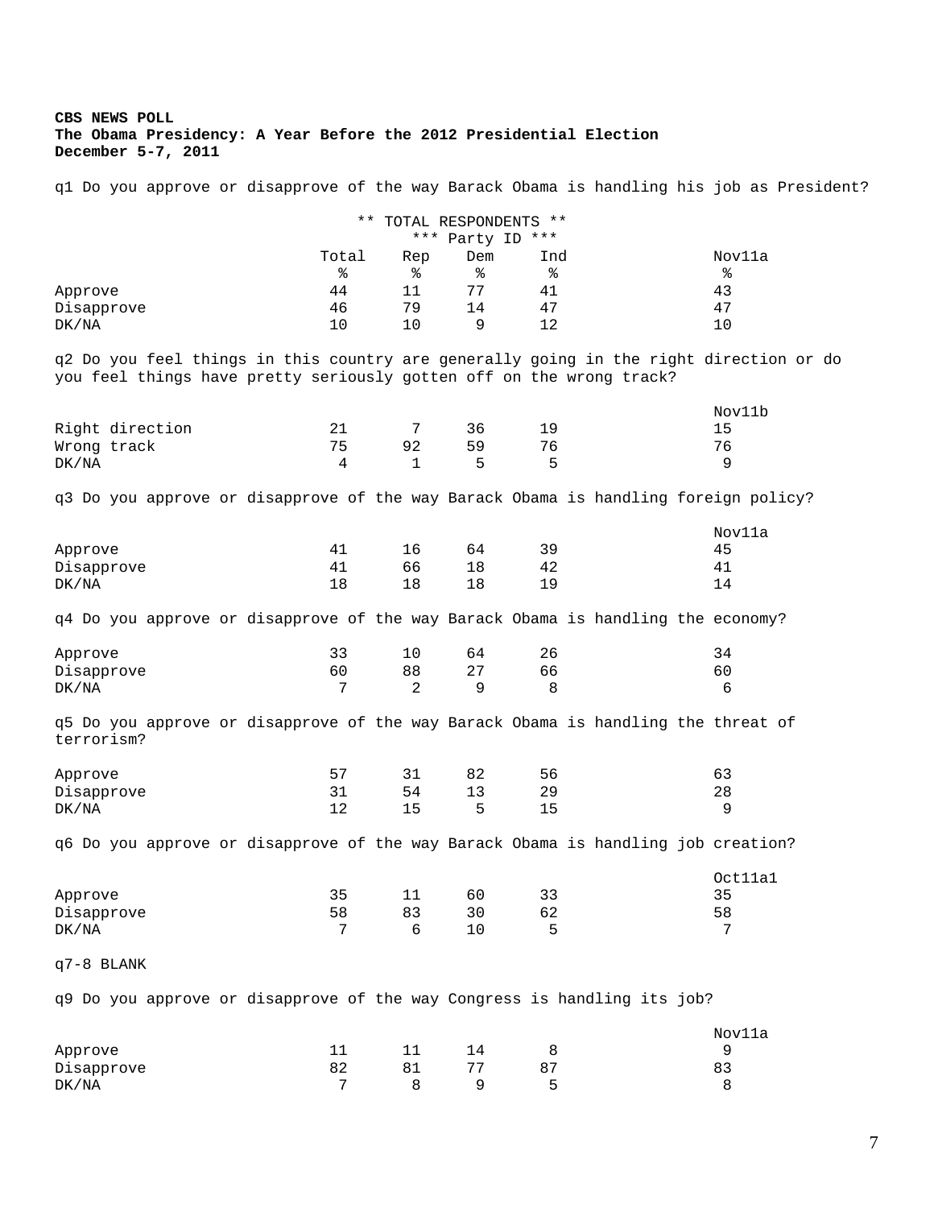**CBS NEWS POLL**
**The Obama Presidency: A Year Before the 2012 Presidential Election**
**December 5-7, 2011**

q1 Do you approve or disapprove of the way Barack Obama is handling his job as President?

| | ** TOTAL RESPONDENTS ** | | | | |
|---|---|---|---|---|---|
| | | *** Party ID *** | | | |
| | Total | Rep | Dem | Ind | Nov11a |
| | % | % | % | % | % |
| Approve | 44 | 11 | 77 | 41 | 43 |
| Disapprove | 46 | 79 | 14 | 47 | 47 |
| DK/NA | 10 | 10 | 9 | 12 | 10 |

q2 Do you feel things in this country are generally going in the right direction or do you feel things have pretty seriously gotten off on the wrong track?

| | Total | Rep | Dem | Ind | Nov11b |
|---|---|---|---|---|---|
| Right direction | 21 | 7 | 36 | 19 | 15 |
| Wrong track | 75 | 92 | 59 | 76 | 76 |
| DK/NA | 4 | 1 | 5 | 5 | 9 |

q3 Do you approve or disapprove of the way Barack Obama is handling foreign policy?

| | Total | Rep | Dem | Ind | Nov11a |
|---|---|---|---|---|---|
| Approve | 41 | 16 | 64 | 39 | 45 |
| Disapprove | 41 | 66 | 18 | 42 | 41 |
| DK/NA | 18 | 18 | 18 | 19 | 14 |

q4 Do you approve or disapprove of the way Barack Obama is handling the economy?

| | Total | Rep | Dem | Ind | Nov11a |
|---|---|---|---|---|---|
| Approve | 33 | 10 | 64 | 26 | 34 |
| Disapprove | 60 | 88 | 27 | 66 | 60 |
| DK/NA | 7 | 2 | 9 | 8 | 6 |

q5 Do you approve or disapprove of the way Barack Obama is handling the threat of terrorism?

| | Total | Rep | Dem | Ind | Nov11a |
|---|---|---|---|---|---|
| Approve | 57 | 31 | 82 | 56 | 63 |
| Disapprove | 31 | 54 | 13 | 29 | 28 |
| DK/NA | 12 | 15 | 5 | 15 | 9 |

q6 Do you approve or disapprove of the way Barack Obama is handling job creation?

| | Total | Rep | Dem | Ind | Oct11a1 |
|---|---|---|---|---|---|
| Approve | 35 | 11 | 60 | 33 | 35 |
| Disapprove | 58 | 83 | 30 | 62 | 58 |
| DK/NA | 7 | 6 | 10 | 5 | 7 |

q7-8 BLANK

q9 Do you approve or disapprove of the way Congress is handling its job?

| | Total | Rep | Dem | Ind | Nov11a |
|---|---|---|---|---|---|
| Approve | 11 | 11 | 14 | 8 | 9 |
| Disapprove | 82 | 81 | 77 | 87 | 83 |
| DK/NA | 7 | 8 | 9 | 5 | 8 |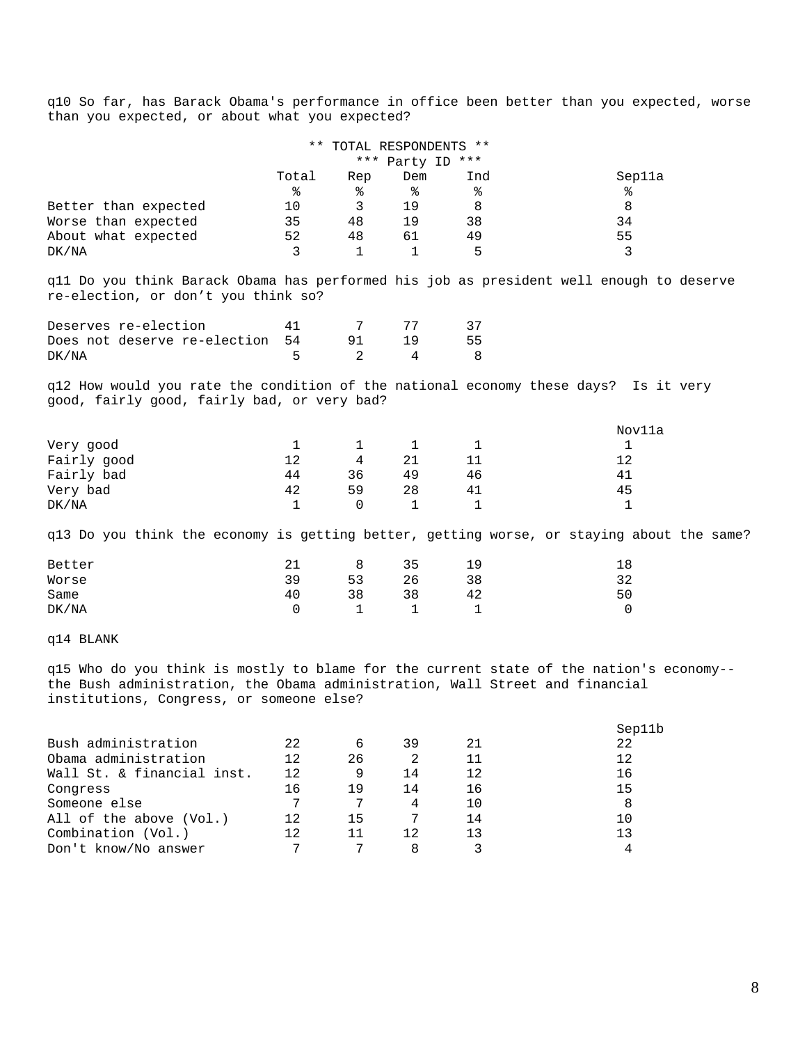q10 So far, has Barack Obama's performance in office been better than you expected, worse than you expected, or about what you expected?

** TOTAL RESPONDENTS **

| | Total | Rep | Dem | Ind | Sep11a |
|---|---|---|---|---|---|
| | | *** Party ID *** | | | |
| | % | % | % | % | % |
| Better than expected | 10 | 3 | 19 | 8 | 8 |
| Worse than expected | 35 | 48 | 19 | 38 | 34 |
| About what expected | 52 | 48 | 61 | 49 | 55 |
| DK/NA | 3 | 1 | 1 | 5 | 3 |

q11 Do you think Barack Obama has performed his job as president well enough to deserve re-election, or don't you think so?

| | Total | Rep | Dem | Ind |
|---|---|---|---|---|
| Deserves re-election | 41 | 7 | 77 | 37 |
| Does not deserve re-election | 54 | 91 | 19 | 55 |
| DK/NA | 5 | 2 | 4 | 8 |

q12 How would you rate the condition of the national economy these days? Is it very good, fairly good, fairly bad, or very bad?

| | Total | Rep | Dem | Ind | Nov11a |
|---|---|---|---|---|---|
| Very good | 1 | 1 | 1 | 1 | 1 |
| Fairly good | 12 | 4 | 21 | 11 | 12 |
| Fairly bad | 44 | 36 | 49 | 46 | 41 |
| Very bad | 42 | 59 | 28 | 41 | 45 |
| DK/NA | 1 | 0 | 1 | 1 | 1 |

q13 Do you think the economy is getting better, getting worse, or staying about the same?

| | Total | Rep | Dem | Ind | Nov11a |
|---|---|---|---|---|---|
| Better | 21 | 8 | 35 | 19 | 18 |
| Worse | 39 | 53 | 26 | 38 | 32 |
| Same | 40 | 38 | 38 | 42 | 50 |
| DK/NA | 0 | 1 | 1 | 1 | 0 |

q14 BLANK

q15 Who do you think is mostly to blame for the current state of the nation's economy--the Bush administration, the Obama administration, Wall Street and financial institutions, Congress, or someone else?

| | Total | Rep | Dem | Ind | Sep11b |
|---|---|---|---|---|---|
| Bush administration | 22 | 6 | 39 | 21 | 22 |
| Obama administration | 12 | 26 | 2 | 11 | 12 |
| Wall St. & financial inst. | 12 | 9 | 14 | 12 | 16 |
| Congress | 16 | 19 | 14 | 16 | 15 |
| Someone else | 7 | 7 | 4 | 10 | 8 |
| All of the above (Vol.) | 12 | 15 | 7 | 14 | 10 |
| Combination (Vol.) | 12 | 11 | 12 | 13 | 13 |
| Don't know/No answer | 7 | 7 | 8 | 3 | 4 |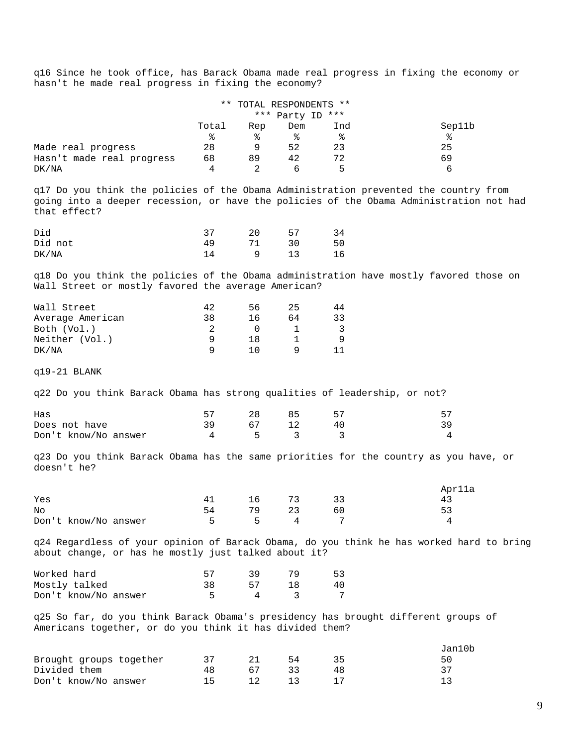q16 Since he took office, has Barack Obama made real progress in fixing the economy or hasn't he made real progress in fixing the economy?

| | ** TOTAL RESPONDENTS ** | | | | |
|---|---|---|---|---|---|
| | | *** Party ID *** | | | |
| | Total | Rep | Dem | Ind | Sep11b |
| | % | % | % | % | % |
| Made real progress | 28 | 9 | 52 | 23 | 25 |
| Hasn't made real progress | 68 | 89 | 42 | 72 | 69 |
| DK/NA | 4 | 2 | 6 | 5 | 6 |

q17 Do you think the policies of the Obama Administration prevented the country from going into a deeper recession, or have the policies of the Obama Administration not had that effect?

| | Total | Rep | Dem | Ind |
|---|---|---|---|---|
| Did | 37 | 20 | 57 | 34 |
| Did not | 49 | 71 | 30 | 50 |
| DK/NA | 14 | 9 | 13 | 16 |

q18 Do you think the policies of the Obama administration have mostly favored those on Wall Street or mostly favored the average American?

| | Total | Rep | Dem | Ind |
|---|---|---|---|---|
| Wall Street | 42 | 56 | 25 | 44 |
| Average American | 38 | 16 | 64 | 33 |
| Both (Vol.) | 2 | 0 | 1 | 3 |
| Neither (Vol.) | 9 | 18 | 1 | 9 |
| DK/NA | 9 | 10 | 9 | 11 |

q19-21 BLANK

q22 Do you think Barack Obama has strong qualities of leadership, or not?

| | Total | Rep | Dem | Ind | Sep11b |
|---|---|---|---|---|---|
| Has | 57 | 28 | 85 | 57 | 57 |
| Does not have | 39 | 67 | 12 | 40 | 39 |
| Don't know/No answer | 4 | 5 | 3 | 3 | 4 |

q23 Do you think Barack Obama has the same priorities for the country as you have, or doesn't he?

| | Total | Rep | Dem | Ind | Apr11a |
|---|---|---|---|---|---|
| Yes | 41 | 16 | 73 | 33 | 43 |
| No | 54 | 79 | 23 | 60 | 53 |
| Don't know/No answer | 5 | 5 | 4 | 7 | 4 |

q24 Regardless of your opinion of Barack Obama, do you think he has worked hard to bring about change, or has he mostly just talked about it?

| | Total | Rep | Dem | Ind |
|---|---|---|---|---|
| Worked hard | 57 | 39 | 79 | 53 |
| Mostly talked | 38 | 57 | 18 | 40 |
| Don't know/No answer | 5 | 4 | 3 | 7 |

q25 So far, do you think Barack Obama's presidency has brought different groups of Americans together, or do you think it has divided them?

| | Total | Rep | Dem | Ind | Jan10b |
|---|---|---|---|---|---|
| Brought groups together | 37 | 21 | 54 | 35 | 50 |
| Divided them | 48 | 67 | 33 | 48 | 37 |
| Don't know/No answer | 15 | 12 | 13 | 17 | 13 |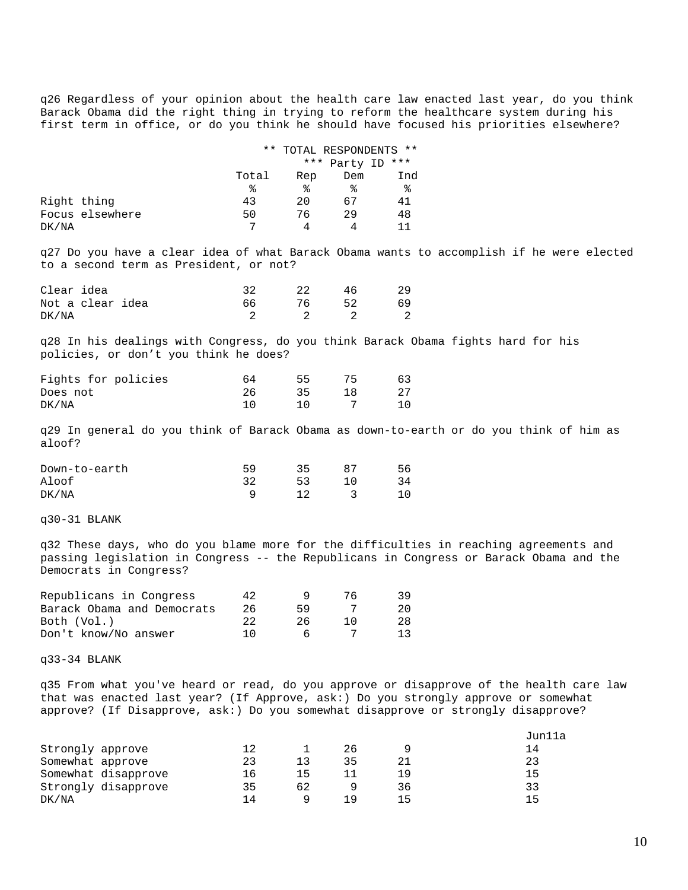q26 Regardless of your opinion about the health care law enacted last year, do you think Barack Obama did the right thing in trying to reform the healthcare system during his first term in office, or do you think he should have focused his priorities elsewhere?

| | ** TOTAL RESPONDENTS ** | | | |
|---|---|---|---|---|
| | | *** Party ID *** | | |
| | Total | Rep | Dem | Ind |
| | % | % | % | % |
| Right thing | 43 | 20 | 67 | 41 |
| Focus elsewhere | 50 | 76 | 29 | 48 |
| DK/NA | 7 | 4 | 4 | 11 |

q27 Do you have a clear idea of what Barack Obama wants to accomplish if he were elected to a second term as President, or not?

| | Total | Rep | Dem | Ind |
|---|---|---|---|---|
| Clear idea | 32 | 22 | 46 | 29 |
| Not a clear idea | 66 | 76 | 52 | 69 |
| DK/NA | 2 | 2 | 2 | 2 |

q28 In his dealings with Congress, do you think Barack Obama fights hard for his policies, or don't you think he does?

| | Total | Rep | Dem | Ind |
|---|---|---|---|---|
| Fights for policies | 64 | 55 | 75 | 63 |
| Does not | 26 | 35 | 18 | 27 |
| DK/NA | 10 | 10 | 7 | 10 |

q29 In general do you think of Barack Obama as down-to-earth or do you think of him as aloof?

| | Total | Rep | Dem | Ind |
|---|---|---|---|---|
| Down-to-earth | 59 | 35 | 87 | 56 |
| Aloof | 32 | 53 | 10 | 34 |
| DK/NA | 9 | 12 | 3 | 10 |

q30-31 BLANK

q32 These days, who do you blame more for the difficulties in reaching agreements and passing legislation in Congress -- the Republicans in Congress or Barack Obama and the Democrats in Congress?

| | Total | Rep | Dem | Ind |
|---|---|---|---|---|
| Republicans in Congress | 42 | 9 | 76 | 39 |
| Barack Obama and Democrats | 26 | 59 | 7 | 20 |
| Both (Vol.) | 22 | 26 | 10 | 28 |
| Don't know/No answer | 10 | 6 | 7 | 13 |

q33-34 BLANK

q35 From what you've heard or read, do you approve or disapprove of the health care law that was enacted last year? (If Approve, ask:) Do you strongly approve or somewhat approve? (If Disapprove, ask:) Do you somewhat disapprove or strongly disapprove?

| | Total | Rep | Dem | Ind | Jun11a |
|---|---|---|---|---|---|
| Strongly approve | 12 | 1 | 26 | 9 | 14 |
| Somewhat approve | 23 | 13 | 35 | 21 | 23 |
| Somewhat disapprove | 16 | 15 | 11 | 19 | 15 |
| Strongly disapprove | 35 | 62 | 9 | 36 | 33 |
| DK/NA | 14 | 9 | 19 | 15 | 15 |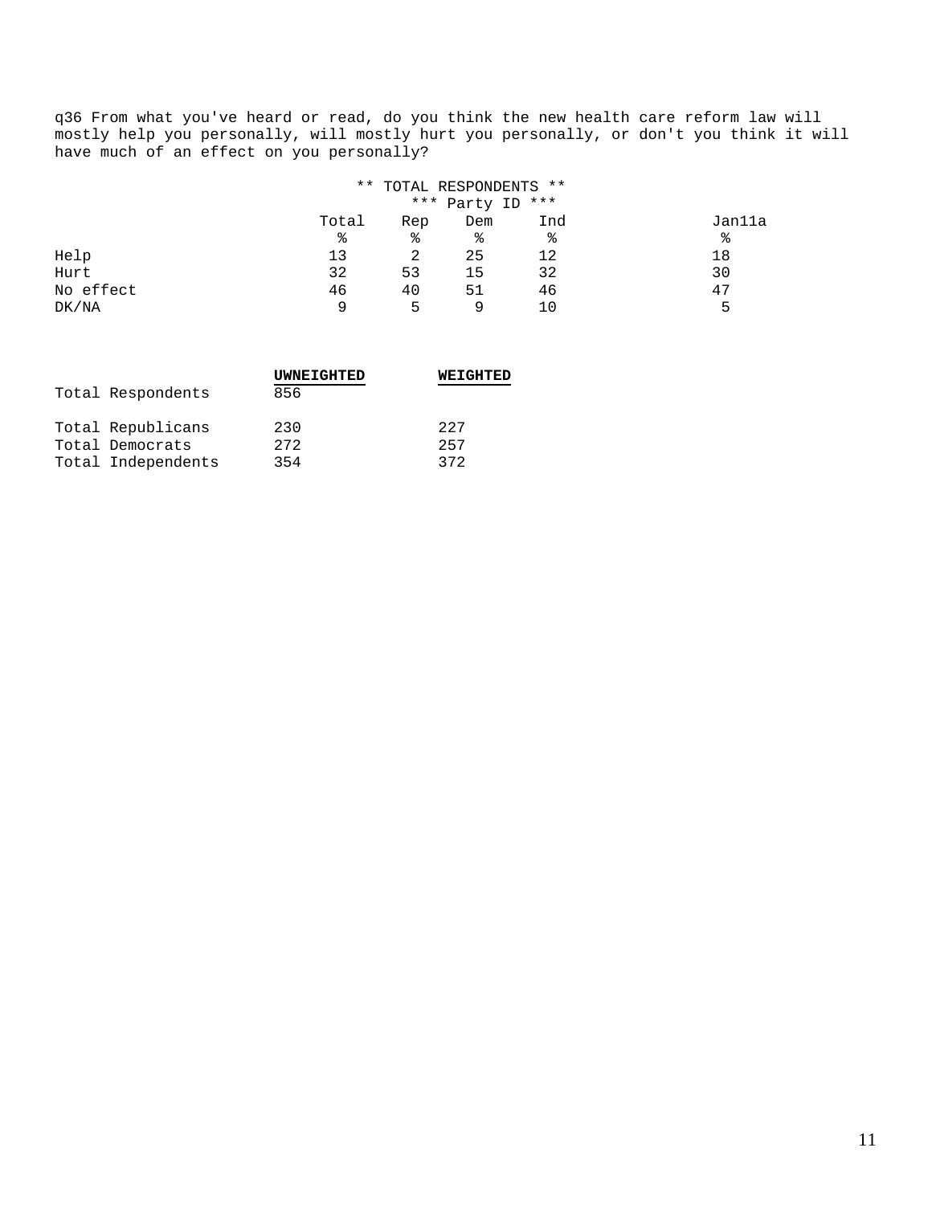q36 From what you've heard or read, do you think the new health care reform law will mostly help you personally, will mostly hurt you personally, or don't you think it will have much of an effect on you personally?

| | ** TOTAL RESPONDENTS ** | | | | |
|---|---|---|---|---|---|
| | | *** Party ID *** | | | |
| | Total | Rep | Dem | Ind | Jan11a |
| | % | % | % | % | % |
| Help | 13 | 2 | 25 | 12 | 18 |
| Hurt | 32 | 53 | 15 | 32 | 30 |
| No effect | 46 | 40 | 51 | 46 | 47 |
| DK/NA | 9 | 5 | 9 | 10 | 5 |

| | **UWNEIGHTED** | **WEIGHTED** |
|---|---|---|
| Total Respondents | 856 | |
| Total Republicans | 230 | 227 |
| Total Democrats | 272 | 257 |
| Total Independents | 354 | 372 |